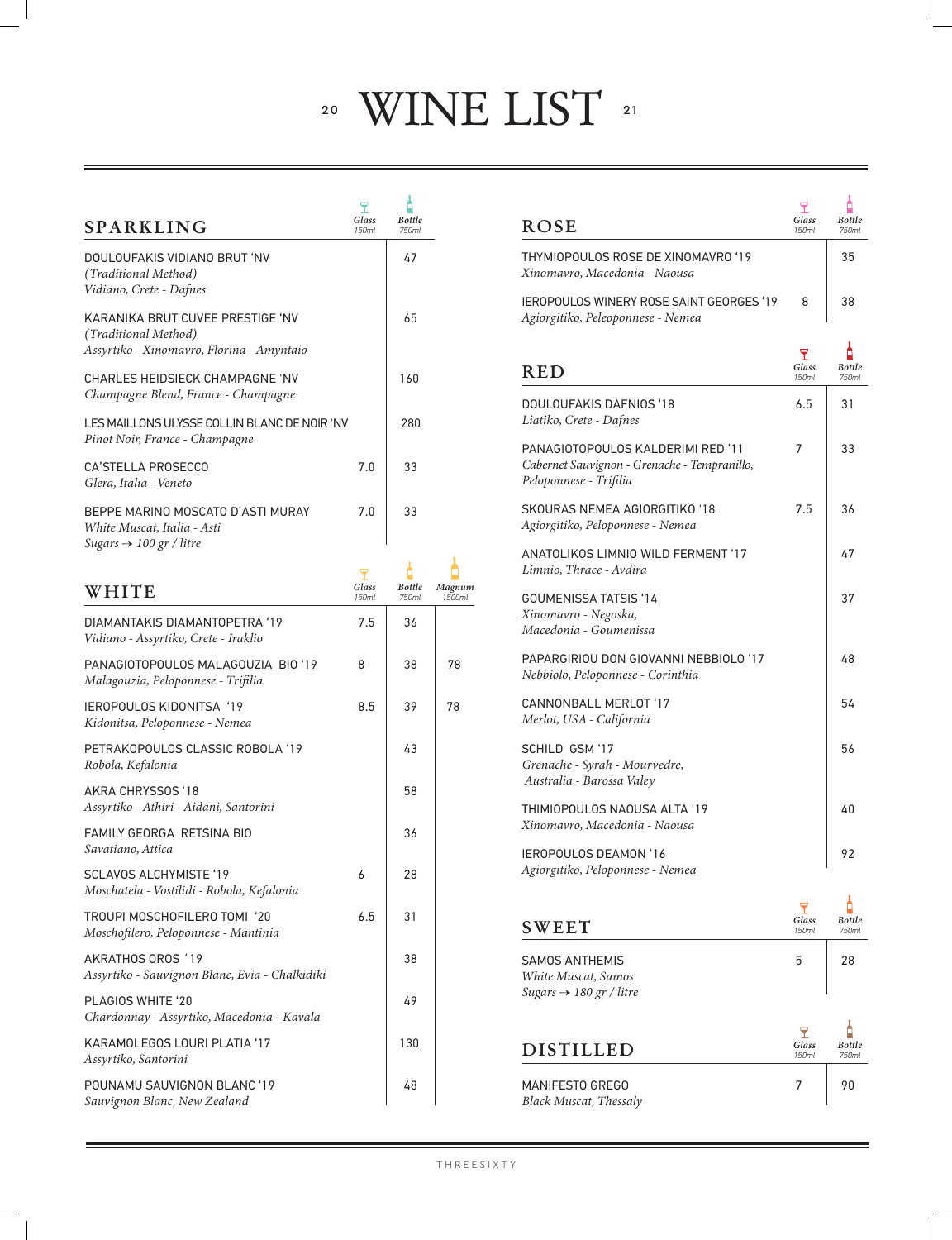# 20 WINE LIST 21

## SPARKLING

| SPARKLING | Glass 150ml | Bottle 750ml |
|---|---|---|
| DOULOUFAKIS VIDIANO BRUT 'NV<br>*(Traditional Method)*<br>*Vidiano, Crete - Dafnes* | | 47 |
| KARANIKA BRUT CUVEE PRESTIGE 'NV<br>*(Traditional Method)*<br>*Assyrtiko - Xinomavro, Florina - Amyntaio* | | 65 |
| CHARLES HEIDSIECK CHAMPAGNE 'NV<br>*Champagne Blend, France - Champagne* | | 160 |
| LES MAILLONS ULYSSE COLLIN BLANC DE NOIR 'NV<br>*Pinot Noir, France - Champagne* | | 280 |
| CA'STELLA PROSECCO<br>*Glera, Italia - Veneto* | 7.0 | 33 |
| BEPPE MARINO MOSCATO D'ASTI MURAY<br>*White Muscat, Italia - Asti*<br>*Sugars → 100 gr / litre* | 7.0 | 33 |

## WHITE

| WHITE | Glass 150ml | Bottle 750ml | Magnum 1500ml |
|---|---|---|---|
| DIAMANTAKIS DIAMANTOPETRA '19<br>*Vidiano - Assyrtiko, Crete - Iraklio* | 7.5 | 36 | |
| PANAGIOTOPOULOS MALAGOUZIA BIO '19<br>*Malagouzia, Peloponnese - Trifilia* | 8 | 38 | 78 |
| IEROPOULOS KIDONITSA '19<br>*Kidonitsa, Peloponnese - Nemea* | 8.5 | 39 | 78 |
| PETRAKOPOULOS CLASSIC ROBOLA '19<br>*Robola, Kefalonia* | | 43 | |
| AKRA CHRYSSOS '18<br>*Assyrtiko - Athiri - Aidani, Santorini* | | 58 | |
| FAMILY GEORGA RETSINA BIO<br>*Savatiano, Attica* | | 36 | |
| SCLAVOS ALCHYMISTE '19<br>*Moschatela - Vostilidi - Robola, Kefalonia* | 6 | 28 | |
| TROUPI MOSCHOFILERO TOMI '20<br>*Moschofilero, Peloponnese - Mantinia* | 6.5 | 31 | |
| AKRATHOS OROS '19<br>*Assyrtiko - Sauvignon Blanc, Evia - Chalkidiki* | | 38 | |
| PLAGIOS WHITE '20<br>*Chardonnay - Assyrtiko, Macedonia - Kavala* | | 49 | |
| KARAMOLEGOS LOURI PLATIA '17<br>*Assyrtiko, Santorini* | | 130 | |
| POUNAMU SAUVIGNON BLANC '19<br>*Sauvignon Blanc, New Zealand* | | 48 | |

## ROSE

| ROSE | Glass 150ml | Bottle 750ml |
|---|---|---|
| THYMIOPOULOS ROSE DE XINOMAVRO '19<br>*Xinomavro, Macedonia - Naousa* | | 35 |
| IEROPOULOS WINERY ROSE SAINT GEORGES '19<br>*Agiorgitiko, Peleoponnese - Nemea* | 8 | 38 |

## RED

| RED | Glass 150ml | Bottle 750ml |
|---|---|---|
| DOULOUFAKIS DAFNIOS '18<br>*Liatiko, Crete - Dafnes* | 6.5 | 31 |
| PANAGIOTOPOULOS KALDERIMI RED '11<br>*Cabernet Sauvignon - Grenache - Tempranillo, Peloponnese - Trifilia* | 7 | 33 |
| SKOURAS NEMEA AGIORGITIKO '18<br>*Agiorgitiko, Peloponnese - Nemea* | 7.5 | 36 |
| ANATOLIKOS LIMNIO WILD FERMENT '17<br>*Limnio, Thrace - Avdira* | | 47 |
| GOUMENISSA TATSIS '14<br>*Xinomavro - Negoska, Macedonia - Goumenissa* | | 37 |
| PAPARGIRIOU DON GIOVANNI NEBBIOLO '17<br>*Nebbiolo, Peloponnese - Corinthia* | | 48 |
| CANNONBALL MERLOT '17<br>*Merlot, USA - California* | | 54 |
| SCHILD GSM '17<br>*Grenache - Syrah - Mourvedre, Australia - Barossa Valey* | | 56 |
| THIMIOPOULOS NAOUSA ALTA '19<br>*Xinomavro, Macedonia - Naousa* | | 40 |
| IEROPOULOS DEAMON '16<br>*Agiorgitiko, Peloponnese - Nemea* | | 92 |

## SWEET

| SWEET | Glass 150ml | Bottle 750ml |
|---|---|---|
| SAMOS ANTHEMIS<br>*White Muscat, Samos*<br>*Sugars → 180 gr / litre* | 5 | 28 |

## DISTILLED

| DISTILLED | Glass 150ml | Bottle 750ml |
|---|---|---|
| MANIFESTO GREGO<br>*Black Muscat, Thessaly* | 7 | 90 |

THREESIXTY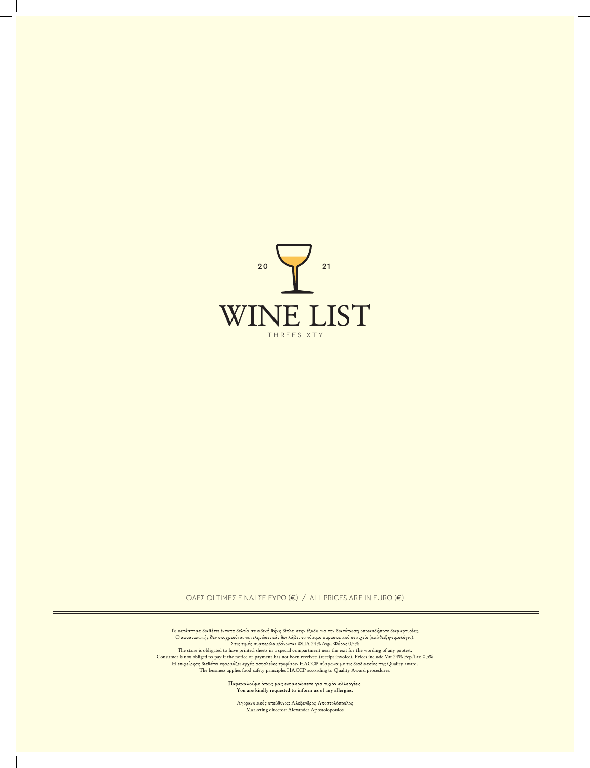20 21

# WINE LIST

THREESIXTY

ΟΛΕΣ ΟΙ ΤΙΜΕΣ ΕΙΝΑΙ ΣΕ ΕΥΡΩ (€) / ALL PRICES ARE IN EURO (€)

---

Το κατάστημα διαθέτει έντυπα δελτία σε ειδική θήκη δίπλα στην έξοδο για την διατύπωση οποιασδήποτε διαμαρτυρίας.
Ο καταναλωτής δεν υποχρεούται να πληρώσει εάν δεν λάβει το νόμιμο παραστατικό στοιχείο (απόδειξη-τιμολόγιο).
Στις τιμές συμπεριλαμβάνονται ΦΠΑ 24% Δημ. Φόρος 0,5%
The store is obligated to have printed sheets in a special compartment near the exit for the wording of any protest.
Consumer is not obliged to pay if the notice of payment has not been received (receipt-invoice). Prices include Vat 24% Fep.Tax 0,5%
Η επιχείρηση διαθέτει εφαρμόζει αρχές ασφαλείας τροφίμων HACCP σύμφωνα με τις διαδικασίες της Quality award.
The business applies food safety principles HACCP according to Quality Award procedures.

**Παρακαλούμε όπως μας ενημερώσετε για τυχόν αλλεργίες.**
**You are kindly requested to inform us of any allergies.**

Αγορανομικός υπεύθυνος: Αλεξανδρος Αποστολόπουλος
Marketing director: Alexander Apostolopoulos